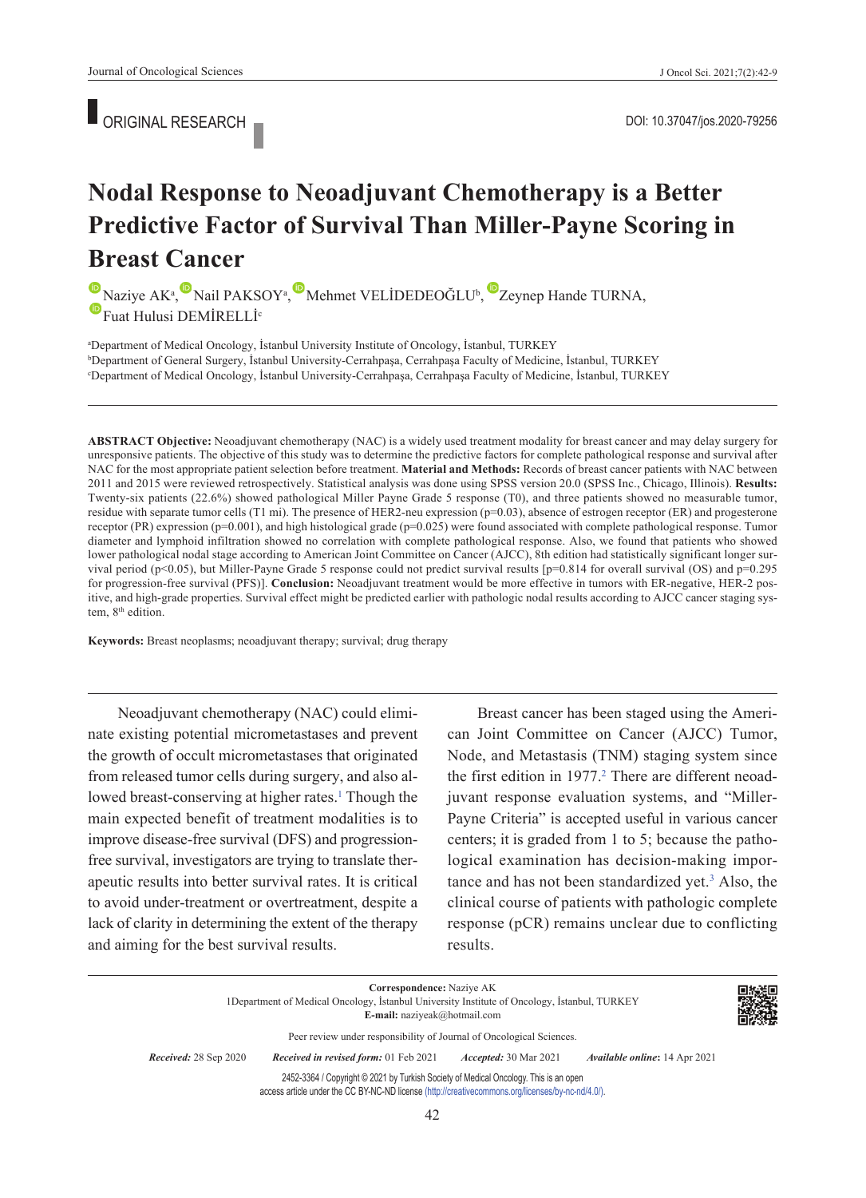ORIGINAL RESEARCH

DOI: 10.37047/jos.2020-79256

# Nodal Response to Neoadjuvant Chemotherapy is a Better Predictive Factor of Survival Than Miller-Payne Scoring in Breast Cancer

Naziye AK[a], Nail PAKSOY[a], Mehmet VELİDEDEOĞLU[b], Zeynep Hande TURNA, Fuat Hulusi DEMİRELLİ[c]

[a]Department of Medical Oncology, İstanbul University Institute of Oncology, İstanbul, TURKEY
[b]Department of General Surgery, İstanbul University-Cerrahpaşa, Cerrahpaşa Faculty of Medicine, İstanbul, TURKEY
[c]Department of Medical Oncology, İstanbul University-Cerrahpaşa, Cerrahpaşa Faculty of Medicine, İstanbul, TURKEY

**ABSTRACT Objective:** Neoadjuvant chemotherapy (NAC) is a widely used treatment modality for breast cancer and may delay surgery for unresponsive patients. The objective of this study was to determine the predictive factors for complete pathological response and survival after NAC for the most appropriate patient selection before treatment. **Material and Methods:** Records of breast cancer patients with NAC between 2011 and 2015 were reviewed retrospectively. Statistical analysis was done using SPSS version 20.0 (SPSS Inc., Chicago, Illinois). **Results:** Twenty-six patients (22.6%) showed pathological Miller Payne Grade 5 response (T0), and three patients showed no measurable tumor, residue with separate tumor cells (T1 mi). The presence of HER2-neu expression ($p=0.03$), absence of estrogen receptor (ER) and progesterone receptor (PR) expression ($p=0.001$), and high histological grade ($p=0.025$) were found associated with complete pathological response. Tumor diameter and lymphoid infiltration showed no correlation with complete pathological response. Also, we found that patients who showed lower pathological nodal stage according to American Joint Committee on Cancer (AJCC), 8th edition had statistically significant longer survival period ($p<0.05$), but Miller-Payne Grade 5 response could not predict survival results [$p=0.814$ for overall survival (OS) and $p=0.295$ for progression-free survival (PFS)]. **Conclusion:** Neoadjuvant treatment would be more effective in tumors with ER-negative, HER-2 positive, and high-grade properties. Survival effect might be predicted earlier with pathologic nodal results according to AJCC cancer staging system, 8th edition.

**Keywords:** Breast neoplasms; neoadjuvant therapy; survival; drug therapy

Neoadjuvant chemotherapy (NAC) could eliminate existing potential micrometastases and prevent the growth of occult micrometastases that originated from released tumor cells during surgery, and also allowed breast-conserving at higher rates.[1] Though the main expected benefit of treatment modalities is to improve disease-free survival (DFS) and progression-free survival, investigators are trying to translate therapeutic results into better survival rates. It is critical to avoid under-treatment or overtreatment, despite a lack of clarity in determining the extent of the therapy and aiming for the best survival results.

Breast cancer has been staged using the American Joint Committee on Cancer (AJCC) Tumor, Node, and Metastasis (TNM) staging system since the first edition in 1977.[2] There are different neoadjuvant response evaluation systems, and "Miller-Payne Criteria" is accepted useful in various cancer centers; it is graded from 1 to 5; because the pathological examination has decision-making importance and has not been standardized yet.[3] Also, the clinical course of patients with pathologic complete response (pCR) remains unclear due to conflicting results.

**Correspondence:** Naziye AK
1Department of Medical Oncology, İstanbul University Institute of Oncology, İstanbul, TURKEY
**E-mail:** naziyeak@hotmail.com

Peer review under responsibility of Journal of Oncological Sciences.

*Received:* 28 Sep 2020 *Received in revised form:* 01 Feb 2021 *Accepted:* 30 Mar 2021 *Available online:* 14 Apr 2021

2452-3364 / Copyright © 2021 by Turkish Society of Medical Oncology. This is an open access article under the CC BY-NC-ND license (http://creativecommons.org/licenses/by-nc-nd/4.0/).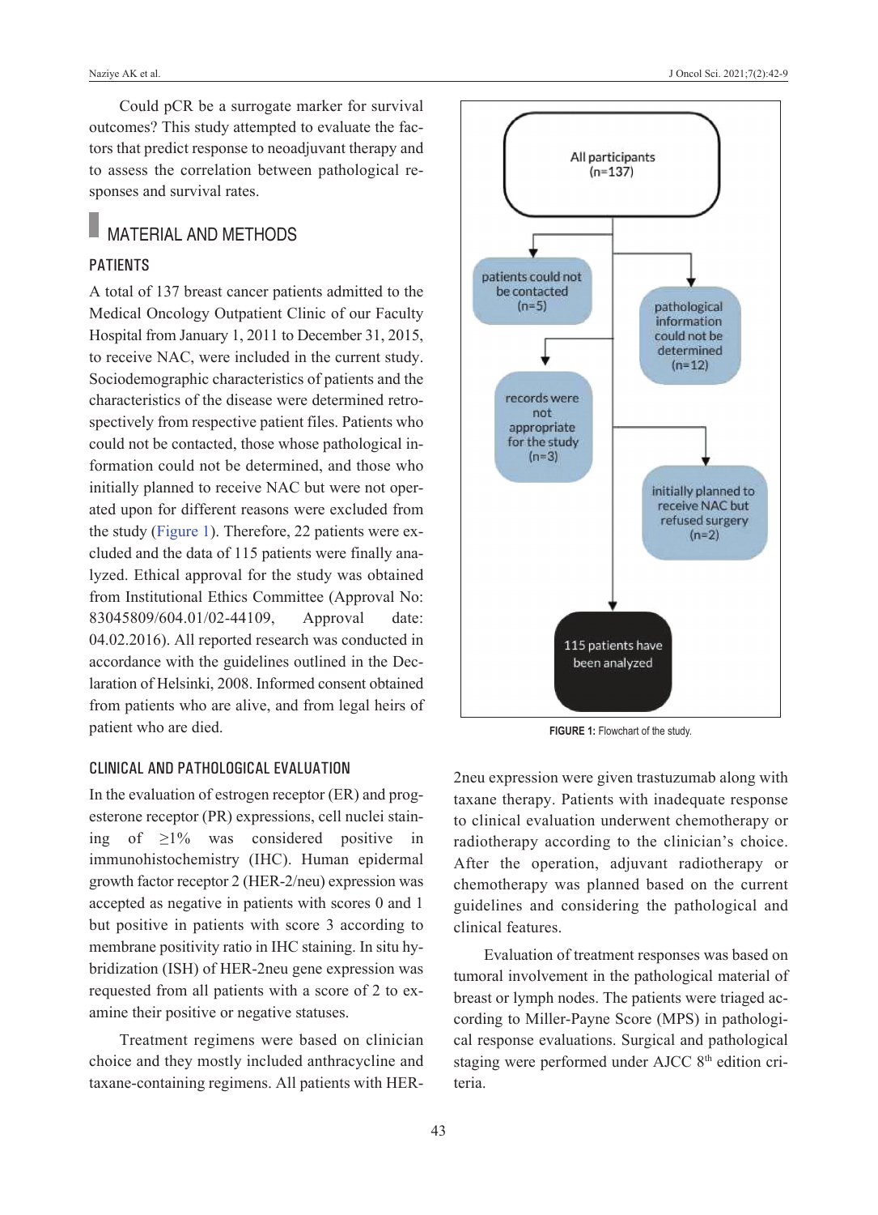Could pCR be a surrogate marker for survival outcomes? This study attempted to evaluate the factors that predict response to neoadjuvant therapy and to assess the correlation between pathological responses and survival rates.

## MATERIAL AND METHODS

### PATIENTS

A total of 137 breast cancer patients admitted to the Medical Oncology Outpatient Clinic of our Faculty Hospital from January 1, 2011 to December 31, 2015, to receive NAC, were included in the current study. Sociodemographic characteristics of patients and the characteristics of the disease were determined retrospectively from respective patient files. Patients who could not be contacted, those whose pathological information could not be determined, and those who initially planned to receive NAC but were not operated upon for different reasons were excluded from the study (Figure 1). Therefore, 22 patients were excluded and the data of 115 patients were finally analyzed. Ethical approval for the study was obtained from Institutional Ethics Committee (Approval No: 83045809/604.01/02-44109, Approval date: 04.02.2016). All reported research was conducted in accordance with the guidelines outlined in the Declaration of Helsinki, 2008. Informed consent obtained from patients who are alive, and from legal heirs of patient who are died.

All participants (n=137)

patients could not be contacted (n=5)

pathological information could not be determined (n=12)

records were not appropriate for the study (n=3)

initially planned to receive NAC but refused surgery (n=2)

115 patients have been analyzed

**FIGURE 1:** Flowchart of the study.

### CLINICAL AND PATHOLOGICAL EVALUATION

In the evaluation of estrogen receptor (ER) and progesterone receptor (PR) expressions, cell nuclei staining of $\geq$1% was considered positive in immunohistochemistry (IHC). Human epidermal growth factor receptor 2 (HER-2/neu) expression was accepted as negative in patients with scores 0 and 1 but positive in patients with score 3 according to membrane positivity ratio in IHC staining. In situ hybridization (ISH) of HER-2neu gene expression was requested from all patients with a score of 2 to examine their positive or negative statuses.

Treatment regimens were based on clinician choice and they mostly included anthracycline and taxane-containing regimens. All patients with HER-2neu expression were given trastuzumab along with taxane therapy. Patients with inadequate response to clinical evaluation underwent chemotherapy or radiotherapy according to the clinician's choice. After the operation, adjuvant radiotherapy or chemotherapy was planned based on the current guidelines and considering the pathological and clinical features.

Evaluation of treatment responses was based on tumoral involvement in the pathological material of breast or lymph nodes. The patients were triaged according to Miller-Payne Score (MPS) in pathological response evaluations. Surgical and pathological staging were performed under AJCC 8$^{th}$ edition criteria.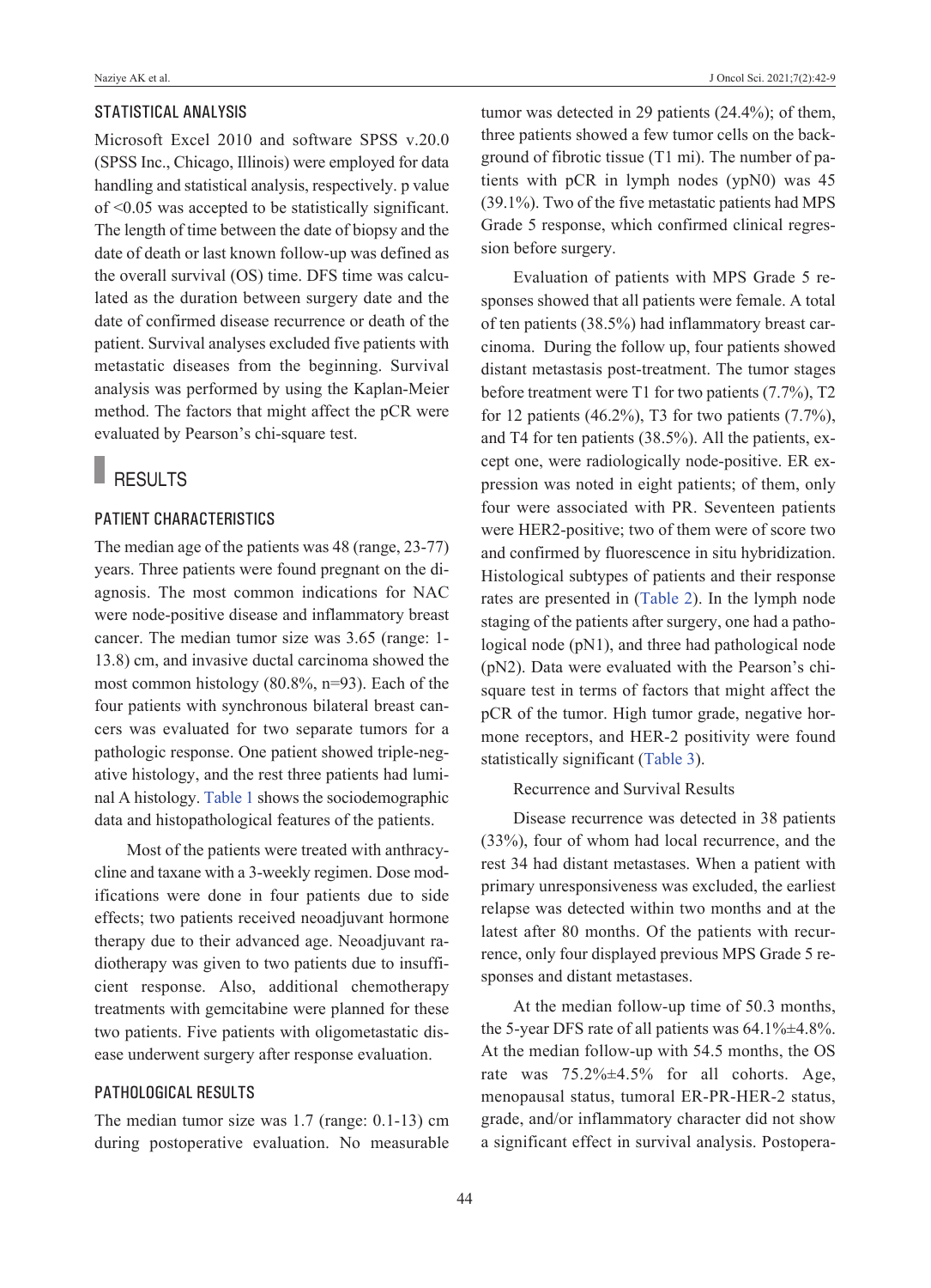### STATISTICAL ANALYSIS

Microsoft Excel 2010 and software SPSS v.20.0 (SPSS Inc., Chicago, Illinois) were employed for data handling and statistical analysis, respectively. p value of <0.05 was accepted to be statistically significant. The length of time between the date of biopsy and the date of death or last known follow-up was defined as the overall survival (OS) time. DFS time was calculated as the duration between surgery date and the date of confirmed disease recurrence or death of the patient. Survival analyses excluded five patients with metastatic diseases from the beginning. Survival analysis was performed by using the Kaplan-Meier method. The factors that might affect the pCR were evaluated by Pearson's chi-square test.

## RESULTS

### PATIENT CHARACTERISTICS

The median age of the patients was 48 (range, 23-77) years. Three patients were found pregnant on the diagnosis. The most common indications for NAC were node-positive disease and inflammatory breast cancer. The median tumor size was 3.65 (range: 1-13.8) cm, and invasive ductal carcinoma showed the most common histology (80.8%, n=93). Each of the four patients with synchronous bilateral breast cancers was evaluated for two separate tumors for a pathologic response. One patient showed triple-negative histology, and the rest three patients had luminal A histology. Table 1 shows the sociodemographic data and histopathological features of the patients.

Most of the patients were treated with anthracycline and taxane with a 3-weekly regimen. Dose modifications were done in four patients due to side effects; two patients received neoadjuvant hormone therapy due to their advanced age. Neoadjuvant radiotherapy was given to two patients due to insufficient response. Also, additional chemotherapy treatments with gemcitabine were planned for these two patients. Five patients with oligometastatic disease underwent surgery after response evaluation.

### PATHOLOGICAL RESULTS

The median tumor size was 1.7 (range: 0.1-13) cm during postoperative evaluation. No measurable tumor was detected in 29 patients (24.4%); of them, three patients showed a few tumor cells on the background of fibrotic tissue (T1 mi). The number of patients with pCR in lymph nodes (ypN0) was 45 (39.1%). Two of the five metastatic patients had MPS Grade 5 response, which confirmed clinical regression before surgery.

Evaluation of patients with MPS Grade 5 responses showed that all patients were female. A total of ten patients (38.5%) had inflammatory breast carcinoma. During the follow up, four patients showed distant metastasis post-treatment. The tumor stages before treatment were T1 for two patients (7.7%), T2 for 12 patients (46.2%), T3 for two patients (7.7%), and T4 for ten patients (38.5%). All the patients, except one, were radiologically node-positive. ER expression was noted in eight patients; of them, only four were associated with PR. Seventeen patients were HER2-positive; two of them were of score two and confirmed by fluorescence in situ hybridization. Histological subtypes of patients and their response rates are presented in (Table 2). In the lymph node staging of the patients after surgery, one had a pathological node (pN1), and three had pathological node (pN2). Data were evaluated with the Pearson's chi-square test in terms of factors that might affect the pCR of the tumor. High tumor grade, negative hormone receptors, and HER-2 positivity were found statistically significant (Table 3).

Recurrence and Survival Results

Disease recurrence was detected in 38 patients (33%), four of whom had local recurrence, and the rest 34 had distant metastases. When a patient with primary unresponsiveness was excluded, the earliest relapse was detected within two months and at the latest after 80 months. Of the patients with recurrence, only four displayed previous MPS Grade 5 responses and distant metastases.

At the median follow-up time of 50.3 months, the 5-year DFS rate of all patients was 64.1%±4.8%. At the median follow-up with 54.5 months, the OS rate was 75.2%±4.5% for all cohorts. Age, menopausal status, tumoral ER-PR-HER-2 status, grade, and/or inflammatory character did not show a significant effect in survival analysis. Postopera-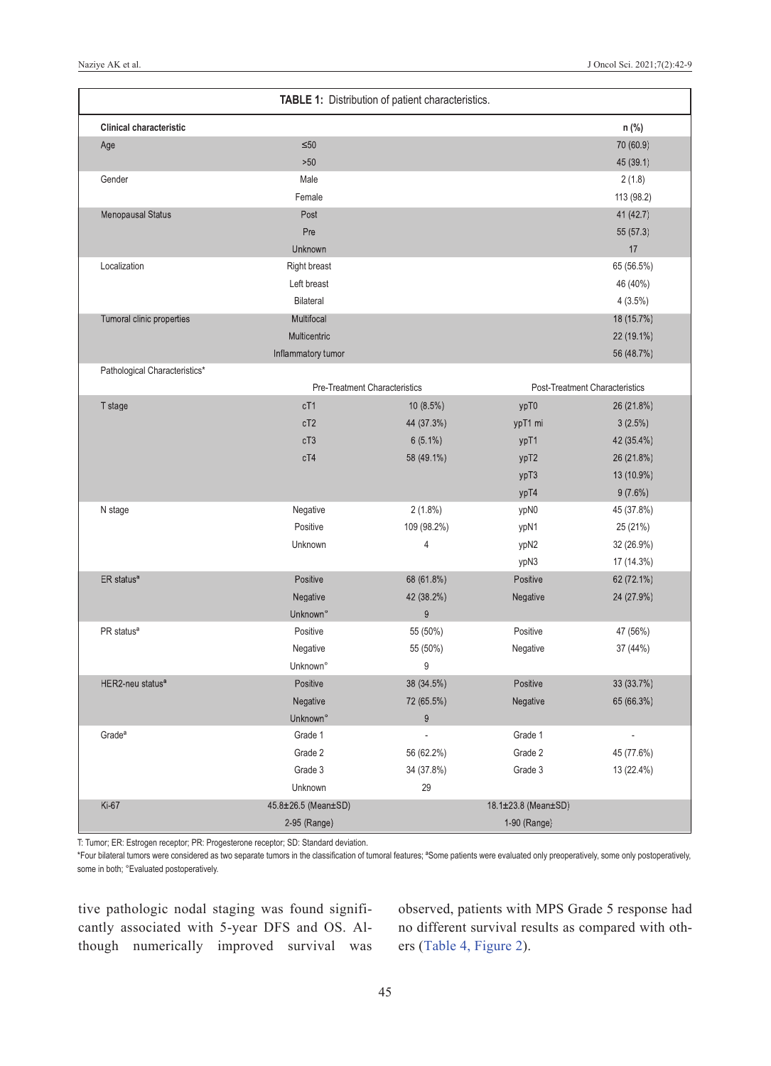**TABLE 1:** Distribution of patient characteristics.

| Clinical characteristic | | | | n (%) |
|---|---|---|---|---|
| Age | ≤50 | | | 70 (60.9) |
| | >50 | | | 45 (39.1) |
| Gender | Male | | | 2 (1.8) |
| | Female | | | 113 (98.2) |
| Menopausal Status | Post | | | 41 (42.7) |
| | Pre | | | 55 (57.3) |
| | Unknown | | | 17 |
| Localization | Right breast | | | 65 (56.5%) |
| | Left breast | | | 46 (40%) |
| | Bilateral | | | 4 (3.5%) |
| Tumoral clinic properties | Multifocal | | | 18 (15.7%) |
| | Multicentric | | | 22 (19.1%) |
| | Inflammatory tumor | | | 56 (48.7%) |
| Pathological Characteristics* | | | | |
| | Pre-Treatment Characteristics | | Post-Treatment Characteristics | |
| T stage | cT1 | 10 (8.5%) | ypT0 | 26 (21.8%) |
| | cT2 | 44 (37.3%) | ypT1 mi | 3 (2.5%) |
| | cT3 | 6 (5.1%) | ypT1 | 42 (35.4%) |
| | cT4 | 58 (49.1%) | ypT2 | 26 (21.8%) |
| | | | ypT3 | 13 (10.9%) |
| | | | ypT4 | 9 (7.6%) |
| N stage | Negative | 2 (1.8%) | ypN0 | 45 (37.8%) |
| | Positive | 109 (98.2%) | ypN1 | 25 (21%) |
| | Unknown | 4 | ypN2 | 32 (26.9%) |
| | | | ypN3 | 17 (14.3%) |
| ER status[a] | Positive | 68 (61.8%) | Positive | 62 (72.1%) |
| | Negative | 42 (38.2%) | Negative | 24 (27.9%) |
| | Unknown[°] | 9 | | |
| PR status[a] | Positive | 55 (50%) | Positive | 47 (56%) |
| | Negative | 55 (50%) | Negative | 37 (44%) |
| | Unknown[°] | 9 | | |
| HER2-neu status[a] | Positive | 38 (34.5%) | Positive | 33 (33.7%) |
| | Negative | 72 (65.5%) | Negative | 65 (66.3%) |
| | Unknown[°] | 9 | | |
| Grade[a] | Grade 1 | - | Grade 1 | - |
| | Grade 2 | 56 (62.2%) | Grade 2 | 45 (77.6%) |
| | Grade 3 | 34 (37.8%) | Grade 3 | 13 (22.4%) |
| | Unknown | 29 | | |
| Ki-67 | 45.8±26.5 (Mean±SD) | | 18.1±23.8 (Mean±SD) | |
| | 2-95 (Range) | | 1-90 (Range) | |

T: Tumor; ER: Estrogen receptor; PR: Progesterone receptor; SD: Standard deviation.

*Four bilateral tumors were considered as two separate tumors in the classification of tumoral features; [a]Some patients were evaluated only preoperatively, some only postoperatively, some in both; [°]Evaluated postoperatively.

tive pathologic nodal staging was found significantly associated with 5-year DFS and OS. Although numerically improved survival was observed, patients with MPS Grade 5 response had no different survival results as compared with others (Table 4, Figure 2).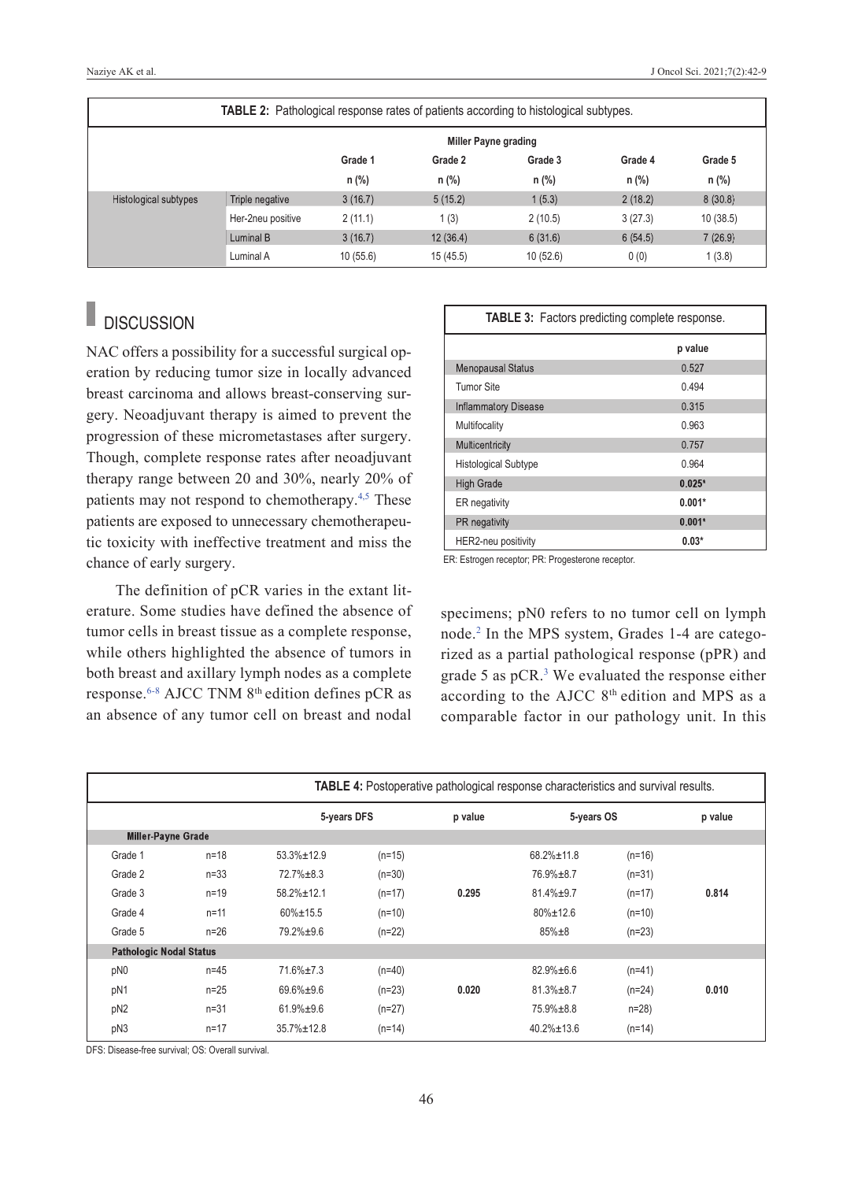**TABLE 2:** Pathological response rates of patients according to histological subtypes.

| | | Miller Payne grading | | | | |
|---|---|---|---|---|---|---|
| | | Grade 1 | Grade 2 | Grade 3 | Grade 4 | Grade 5 |
| | | n (%) | n (%) | n (%) | n (%) | n (%) |
| Histological subtypes | Triple negative | 3 (16.7) | 5 (15.2) | 1 (5.3) | 2 (18.2) | 8 (30.8) |
| | Her-2neu positive | 2 (11.1) | 1 (3) | 2 (10.5) | 3 (27.3) | 10 (38.5) |
| | Luminal B | 3 (16.7) | 12 (36.4) | 6 (31.6) | 6 (54.5) | 7 (26.9) |
| | Luminal A | 10 (55.6) | 15 (45.5) | 10 (52.6) | 0 (0) | 1 (3.8) |

## DISCUSSION

NAC offers a possibility for a successful surgical operation by reducing tumor size in locally advanced breast carcinoma and allows breast-conserving surgery. Neoadjuvant therapy is aimed to prevent the progression of these micrometastases after surgery. Though, complete response rates after neoadjuvant therapy range between 20 and 30%, nearly 20% of patients may not respond to chemotherapy.[4,5] These patients are exposed to unnecessary chemotherapeutic toxicity with ineffective treatment and miss the chance of early surgery.

The definition of pCR varies in the extant literature. Some studies have defined the absence of tumor cells in breast tissue as a complete response, while others highlighted the absence of tumors in both breast and axillary lymph nodes as a complete response.[6-8] AJCC TNM 8th edition defines pCR as an absence of any tumor cell on breast and nodal specimens; pN0 refers to no tumor cell on lymph node.[2] In the MPS system, Grades 1-4 are categorized as a partial pathological response (pPR) and grade 5 as pCR.[3] We evaluated the response either according to the AJCC 8th edition and MPS as a comparable factor in our pathology unit. In this

**TABLE 3:** Factors predicting complete response.

| | p value |
|---|---|
| Menopausal Status | 0.527 |
| Tumor Site | 0.494 |
| Inflammatory Disease | 0.315 |
| Multifocality | 0.963 |
| Multicentricity | 0.757 |
| Histological Subtype | 0.964 |
| High Grade | **0.025*** |
| ER negativity | **0.001*** |
| PR negativity | **0.001*** |
| HER2-neu positivity | **0.03*** |

ER: Estrogen receptor; PR: Progesterone receptor.

**TABLE 4:** Postoperative pathological response characteristics and survival results.

| | | 5-years DFS | | p value | 5-years OS | | p value |
|---|---|---|---|---|---|---|---|
| **Miller-Payne Grade** | | | | | | | |
| Grade 1 | n=18 | 53.3%±12.9 | (n=15) | | 68.2%±11.8 | (n=16) | |
| Grade 2 | n=33 | 72.7%±8.3 | (n=30) | | 76.9%±8.7 | (n=31) | |
| Grade 3 | n=19 | 58.2%±12.1 | (n=17) | **0.295** | 81.4%±9.7 | (n=17) | **0.814** |
| Grade 4 | n=11 | 60%±15.5 | (n=10) | | 80%±12.6 | (n=10) | |
| Grade 5 | n=26 | 79.2%±9.6 | (n=22) | | 85%±8 | (n=23) | |
| **Pathologic Nodal Status** | | | | | | | |
| pN0 | n=45 | 71.6%±7.3 | (n=40) | | 82.9%±6.6 | (n=41) | |
| pN1 | n=25 | 69.6%±9.6 | (n=23) | **0.020** | 81.3%±8.7 | (n=24) | **0.010** |
| pN2 | n=31 | 61.9%±9.6 | (n=27) | | 75.9%±8.8 | n=28) | |
| pN3 | n=17 | 35.7%±12.8 | (n=14) | | 40.2%±13.6 | (n=14) | |

DFS: Disease-free survival; OS: Overall survival.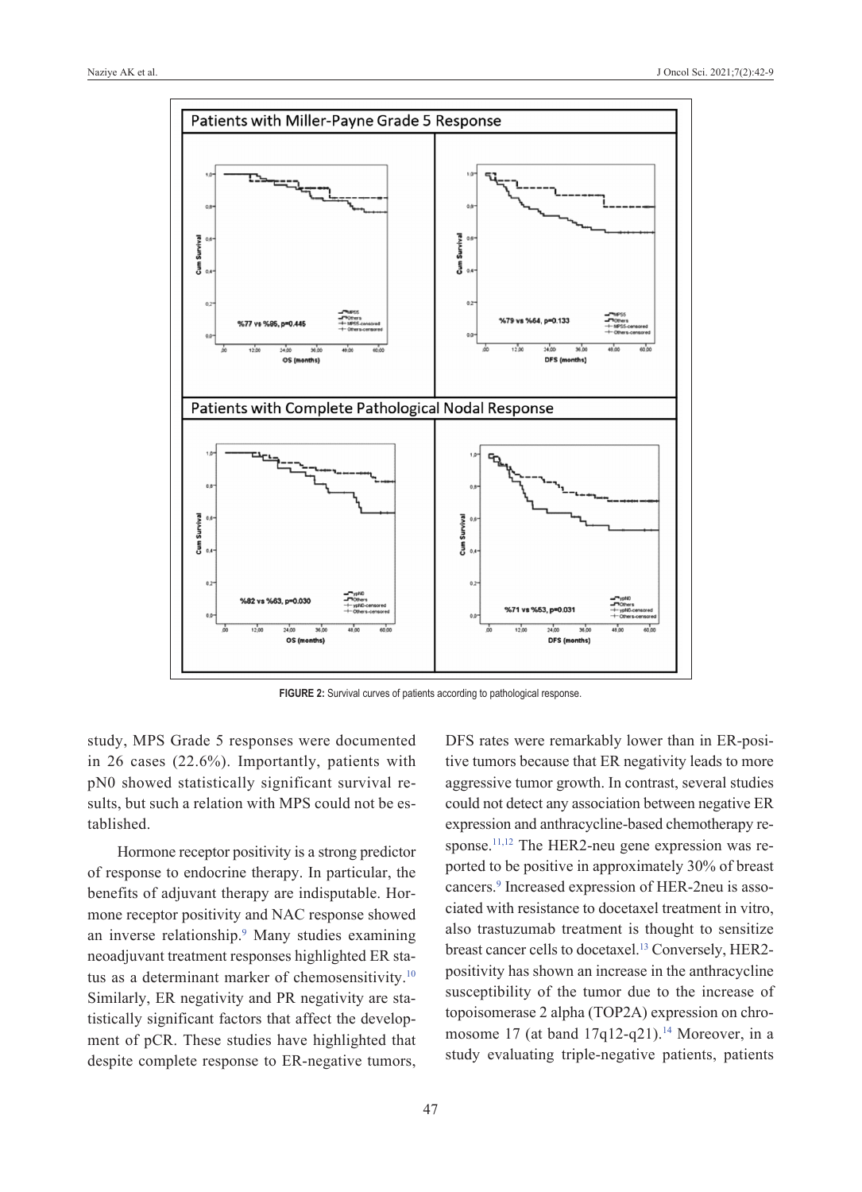FIGURE 2: Survival curves of patients according to pathological response.

study, MPS Grade 5 responses were documented in 26 cases (22.6%). Importantly, patients with pN0 showed statistically significant survival results, but such a relation with MPS could not be established.

Hormone receptor positivity is a strong predictor of response to endocrine therapy. In particular, the benefits of adjuvant therapy are indisputable. Hormone receptor positivity and NAC response showed an inverse relationship.[9] Many studies examining neoadjuvant treatment responses highlighted ER status as a determinant marker of chemosensitivity.[10] Similarly, ER negativity and PR negativity are statistically significant factors that affect the development of pCR. These studies have highlighted that despite complete response to ER-negative tumors, DFS rates were remarkably lower than in ER-positive tumors because that ER negativity leads to more aggressive tumor growth. In contrast, several studies could not detect any association between negative ER expression and anthracycline-based chemotherapy response.[11,12] The HER2-neu gene expression was reported to be positive in approximately 30% of breast cancers.[9] Increased expression of HER-2neu is associated with resistance to docetaxel treatment in vitro, also trastuzumab treatment is thought to sensitize breast cancer cells to docetaxel.[13] Conversely, HER2-positivity has shown an increase in the anthracycline susceptibility of the tumor due to the increase of topoisomerase 2 alpha (TOP2A) expression on chromosome 17 (at band 17q12-q21).[14] Moreover, in a study evaluating triple-negative patients, patients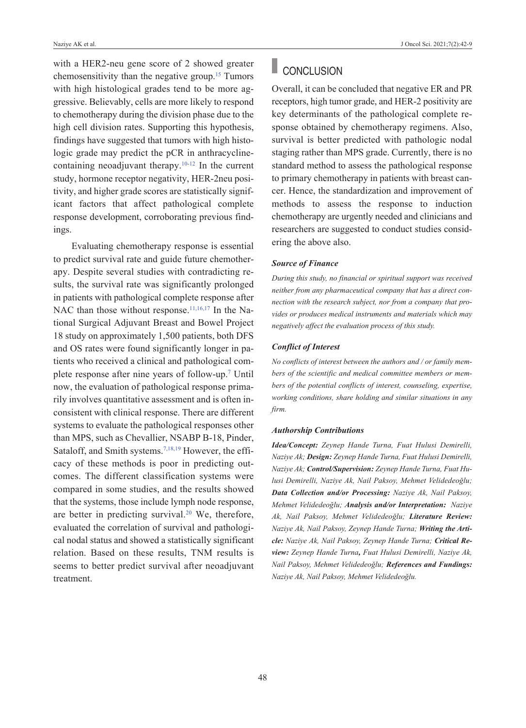with a HER2-neu gene score of 2 showed greater chemosensitivity than the negative group.[15] Tumors with high histological grades tend to be more aggressive. Believably, cells are more likely to respond to chemotherapy during the division phase due to the high cell division rates. Supporting this hypothesis, findings have suggested that tumors with high histologic grade may predict the pCR in anthracycline-containing neoadjuvant therapy.[10-12] In the current study, hormone receptor negativity, HER-2neu positivity, and higher grade scores are statistically significant factors that affect pathological complete response development, corroborating previous findings.

Evaluating chemotherapy response is essential to predict survival rate and guide future chemotherapy. Despite several studies with contradicting results, the survival rate was significantly prolonged in patients with pathological complete response after NAC than those without response.[11,16,17] In the National Surgical Adjuvant Breast and Bowel Project 18 study on approximately 1,500 patients, both DFS and OS rates were found significantly longer in patients who received a clinical and pathological complete response after nine years of follow-up.[7] Until now, the evaluation of pathological response primarily involves quantitative assessment and is often inconsistent with clinical response. There are different systems to evaluate the pathological responses other than MPS, such as Chevallier, NSABP B-18, Pinder, Sataloff, and Smith systems.[7,18,19] However, the efficacy of these methods is poor in predicting outcomes. The different classification systems were compared in some studies, and the results showed that the systems, those include lymph node response, are better in predicting survival.[20] We, therefore, evaluated the correlation of survival and pathological nodal status and showed a statistically significant relation. Based on these results, TNM results is seems to better predict survival after neoadjuvant treatment.

## CONCLUSION

Overall, it can be concluded that negative ER and PR receptors, high tumor grade, and HER-2 positivity are key determinants of the pathological complete response obtained by chemotherapy regimens. Also, survival is better predicted with pathologic nodal staging rather than MPS grade. Currently, there is no standard method to assess the pathological response to primary chemotherapy in patients with breast cancer. Hence, the standardization and improvement of methods to assess the response to induction chemotherapy are urgently needed and clinicians and researchers are suggested to conduct studies considering the above also.

### *Source of Finance*

*During this study, no financial or spiritual support was received neither from any pharmaceutical company that has a direct connection with the research subject, nor from a company that provides or produces medical instruments and materials which may negatively affect the evaluation process of this study.*

### *Conflict of Interest*

*No conflicts of interest between the authors and / or family members of the scientific and medical committee members or members of the potential conflicts of interest, counseling, expertise, working conditions, share holding and similar situations in any firm.*

### *Authorship Contributions*

***Idea/Concept:*** *Zeynep Hande Turna, Fuat Hulusi Demirelli, Naziye Ak;* ***Design:*** *Zeynep Hande Turna, Fuat Hulusi Demirelli, Naziye Ak;* ***Control/Supervision:*** *Zeynep Hande Turna, Fuat Hulusi Demirelli, Naziye Ak, Nail Paksoy, Mehmet Velidedeoğlu;* ***Data Collection and/or Processing:*** *Naziye Ak, Nail Paksoy, Mehmet Velidedeoğlu;* ***Analysis and/or Interpretation:*** *Naziye Ak, Nail Paksoy, Mehmet Velidedeoğlu;* ***Literature Review:*** *Naziye Ak, Nail Paksoy, Zeynep Hande Turna;* ***Writing the Article:*** *Naziye Ak, Nail Paksoy, Zeynep Hande Turna;* ***Critical Review:*** *Zeynep Hande Turna, Fuat Hulusi Demirelli, Naziye Ak, Nail Paksoy, Mehmet Velidedeoğlu;* ***References and Fundings:*** *Naziye Ak, Nail Paksoy, Mehmet Velidedeoğlu.*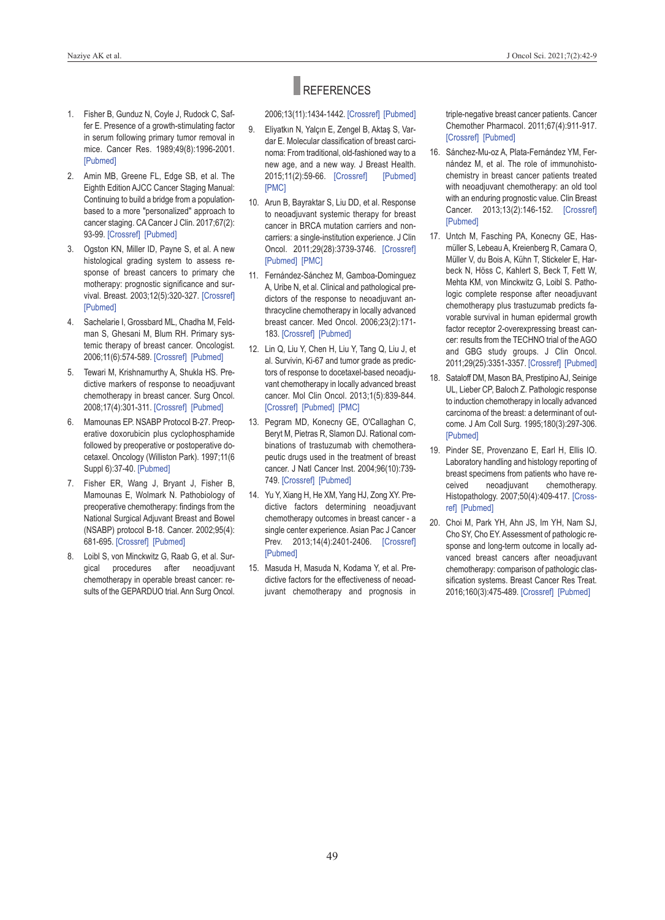## REFERENCES

1. Fisher B, Gunduz N, Coyle J, Rudock C, Saffer E. Presence of a growth-stimulating factor in serum following primary tumor removal in mice. Cancer Res. 1989;49(8):1996-2001. [Pubmed]
2. Amin MB, Greene FL, Edge SB, et al. The Eighth Edition AJCC Cancer Staging Manual: Continuing to build a bridge from a population-based to a more "personalized" approach to cancer staging. CA Cancer J Clin. 2017;67(2):93-99. [Crossref] [Pubmed]
3. Ogston KN, Miller ID, Payne S, et al. A new histological grading system to assess response of breast cancers to primary chemotherapy: prognostic significance and survival. Breast. 2003;12(5):320-327. [Crossref] [Pubmed]
4. Sachelarie I, Grossbard ML, Chadha M, Feldman S, Ghesani M, Blum RH. Primary systemic therapy of breast cancer. Oncologist. 2006;11(6):574-589. [Crossref] [Pubmed]
5. Tewari M, Krishnamurthy A, Shukla HS. Predictive markers of response to neoadjuvant chemotherapy in breast cancer. Surg Oncol. 2008;17(4):301-311. [Crossref] [Pubmed]
6. Mamounas EP. NSABP Protocol B-27. Preoperative doxorubicin plus cyclophosphamide followed by preoperative or postoperative docetaxel. Oncology (Williston Park). 1997;11(6 Suppl 6):37-40. [Pubmed]
7. Fisher ER, Wang J, Bryant J, Fisher B, Mamounas E, Wolmark N. Pathobiology of preoperative chemotherapy: findings from the National Surgical Adjuvant Breast and Bowel (NSABP) protocol B-18. Cancer. 2002;95(4):681-695. [Crossref] [Pubmed]
8. Loibl S, von Minckwitz G, Raab G, et al. Surgical procedures after neoadjuvant chemotherapy in operable breast cancer: results of the GEPARDUO trial. Ann Surg Oncol. 2006;13(11):1434-1442. [Crossref] [Pubmed]
9. Eliyatkın N, Yalçın E, Zengel B, Aktaş S, Vardar E. Molecular classification of breast carcinoma: From traditional, old-fashioned way to a new age, and a new way. J Breast Health. 2015;11(2):59-66. [Crossref] [Pubmed] [PMC]
10. Arun B, Bayraktar S, Liu DD, et al. Response to neoadjuvant systemic therapy for breast cancer in BRCA mutation carriers and noncarriers: a single-institution experience. J Clin Oncol. 2011;29(28):3739-3746. [Crossref] [Pubmed] [PMC]
11. Fernández-Sánchez M, Gamboa-Dominguez A, Uribe N, et al. Clinical and pathological predictors of the response to neoadjuvant anthracycline chemotherapy in locally advanced breast cancer. Med Oncol. 2006;23(2):171-183. [Crossref] [Pubmed]
12. Lin Q, Liu Y, Chen H, Liu Y, Tang Q, Liu J, et al. Survivin, Ki-67 and tumor grade as predictors of response to docetaxel-based neoadjuvant chemotherapy in locally advanced breast cancer. Mol Clin Oncol. 2013;1(5):839-844. [Crossref] [Pubmed] [PMC]
13. Pegram MD, Konecny GE, O'Callaghan C, Beryt M, Pietras R, Slamon DJ. Rational combinations of trastuzumab with chemotherapeutic drugs used in the treatment of breast cancer. J Natl Cancer Inst. 2004;96(10):739-749. [Crossref] [Pubmed]
14. Yu Y, Xiang H, He XM, Yang HJ, Zong XY. Predictive factors determining neoadjuvant chemotherapy outcomes in breast cancer - a single center experience. Asian Pac J Cancer Prev. 2013;14(4):2401-2406. [Crossref] [Pubmed]
15. Masuda H, Masuda N, Kodama Y, et al. Predictive factors for the effectiveness of neoadjuvant chemotherapy and prognosis in triple-negative breast cancer patients. Cancer Chemother Pharmacol. 2011;67(4):911-917. [Crossref] [Pubmed]
16. Sánchez-Mu-oz A, Plata-Fernández YM, Fernández M, et al. The role of immunohistochemistry in breast cancer patients treated with neoadjuvant chemotherapy: an old tool with an enduring prognostic value. Clin Breast Cancer. 2013;13(2):146-152. [Crossref] [Pubmed]
17. Untch M, Fasching PA, Konecny GE, Hasmüller S, Lebeau A, Kreienberg R, Camara O, Müller V, du Bois A, Kühn T, Stickeler E, Harbeck N, Höss C, Kahlert S, Beck T, Fett W, Mehta KM, von Minckwitz G, Loibl S. Pathologic complete response after neoadjuvant chemotherapy plus trastuzumab predicts favorable survival in human epidermal growth factor receptor 2-overexpressing breast cancer: results from the TECHNO trial of the AGO and GBG study groups. J Clin Oncol. 2011;29(25):3351-3357. [Crossref] [Pubmed]
18. Sataloff DM, Mason BA, Prestipino AJ, Seinige UL, Lieber CP, Baloch Z. Pathologic response to induction chemotherapy in locally advanced carcinoma of the breast: a determinant of outcome. J Am Coll Surg. 1995;180(3):297-306. [Pubmed]
19. Pinder SE, Provenzano E, Earl H, Ellis IO. Laboratory handling and histology reporting of breast specimens from patients who have received neoadjuvant chemotherapy. Histopathology. 2007;50(4):409-417. [Crossref] [Pubmed]
20. Choi M, Park YH, Ahn JS, Im YH, Nam SJ, Cho SY, Cho EY. Assessment of pathologic response and long-term outcome in locally advanced breast cancers after neoadjuvant chemotherapy: comparison of pathologic classification systems. Breast Cancer Res Treat. 2016;160(3):475-489. [Crossref] [Pubmed]